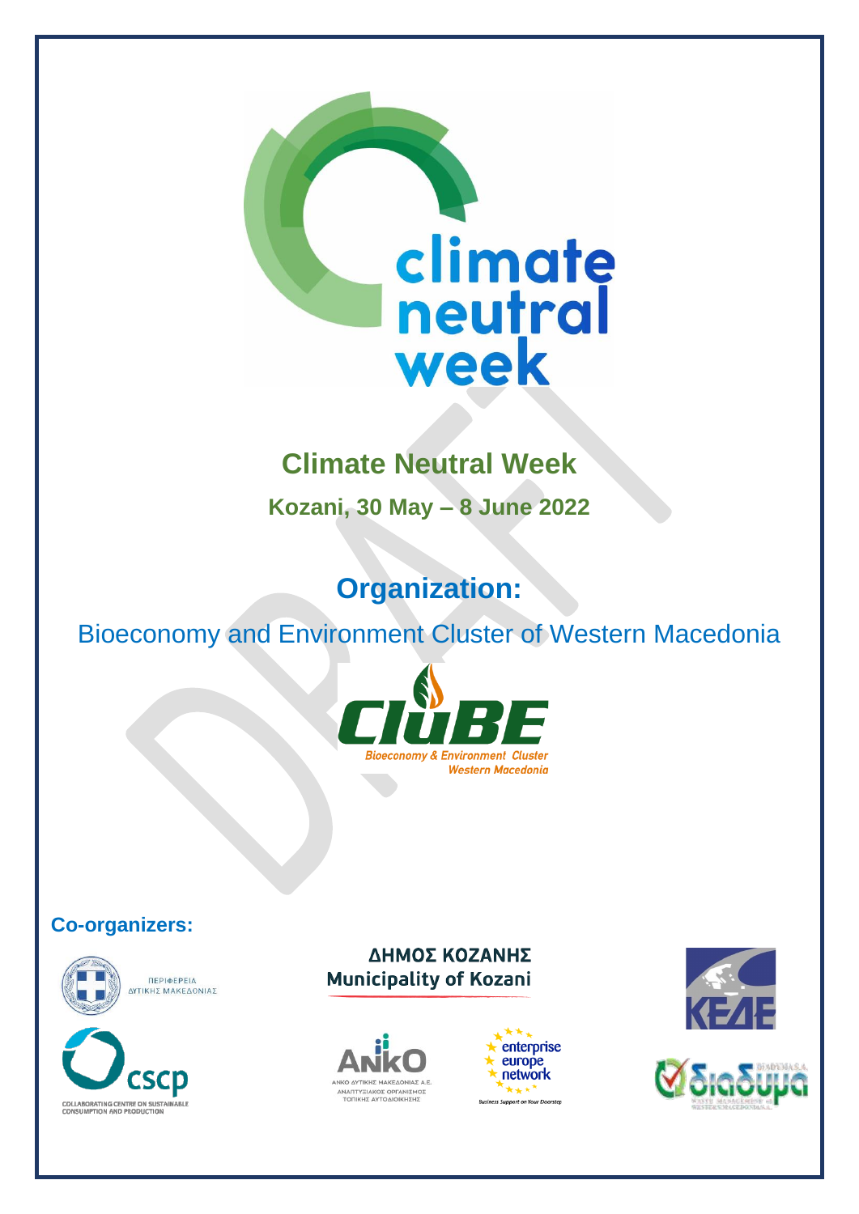# Climate Neutral Week

**Kozani, 30 May – 8 June 2022**

## Organization:

Bioeconomy and Environment Cluster of Western Macedonia

**Co-organizers:**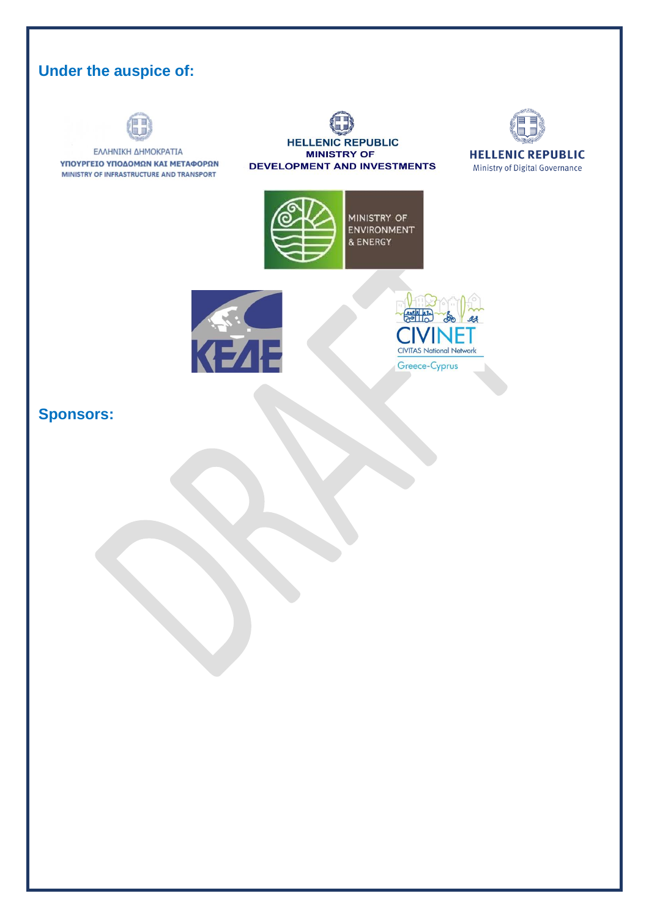## Under the auspice of:

ΕΛΛΗΝΙΚΗ ΔΗΜΟΚΡΑΤΙΑ
ΥΠΟΥΡΓΕΙΟ ΥΠΟΔΟΜΩΝ ΚΑΙ ΜΕΤΑΦΟΡΩΝ
MINISTRY OF INFRASTRUCTURE AND TRANSPORT

HELLENIC REPUBLIC
MINISTRY OF
DEVELOPMENT AND INVESTMENTS

HELLENIC REPUBLIC
Ministry of Digital Governance

MINISTRY OF
ENVIRONMENT
& ENERGY

ΚΕΔΕ

CIVINET
CIVITAS National Network
Greece-Cyprus

## Sponsors: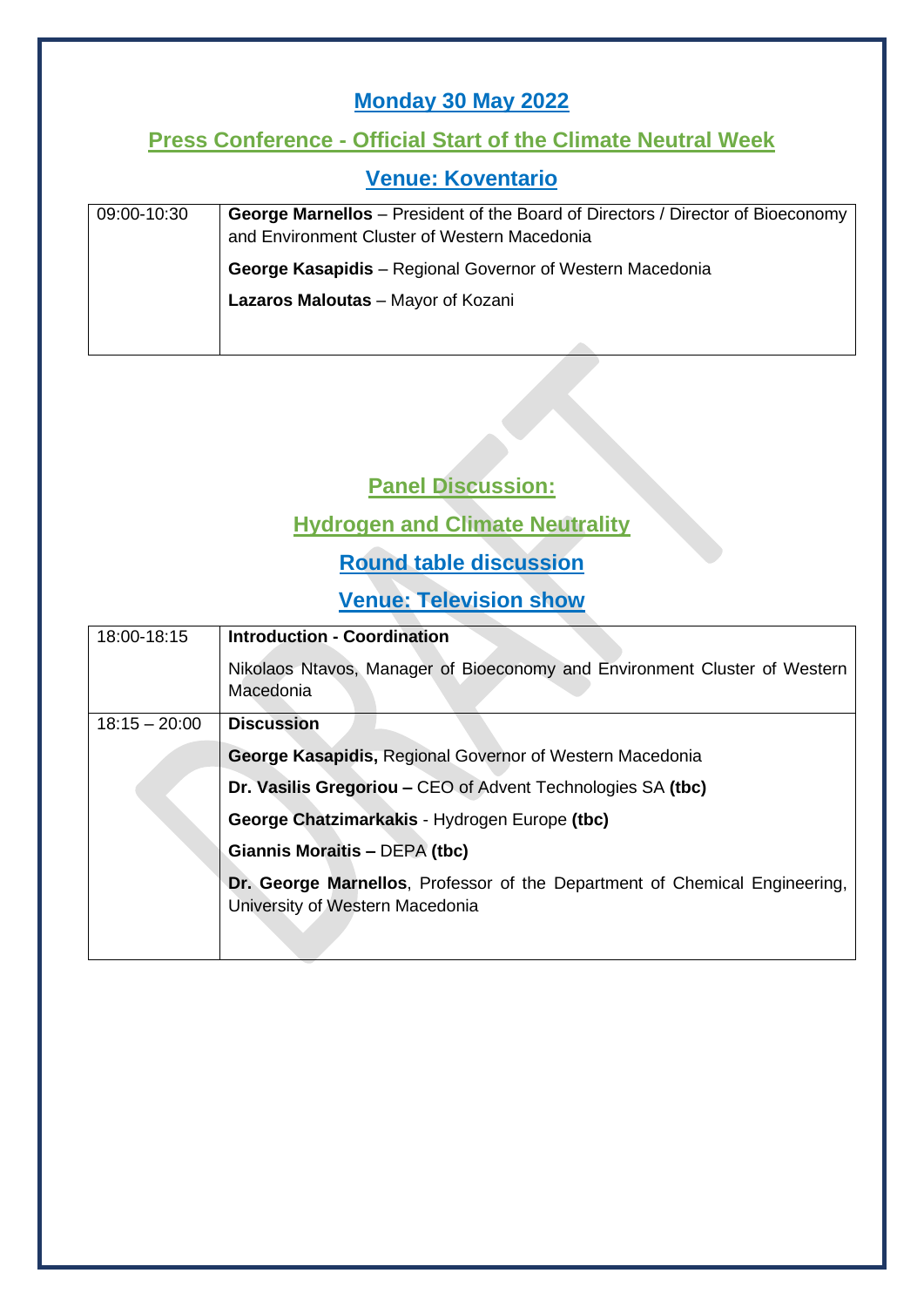## Monday 30 May 2022

## Press Conference - Official Start of the Climate Neutral Week

## Venue: Koventario

| | |
|---|---|
| 09:00-10:30 | **George Marnellos** – President of the Board of Directors / Director of Bioeconomy and Environment Cluster of Western Macedonia<br><br>**George Kasapidis** – Regional Governor of Western Macedonia<br><br>**Lazaros Maloutas** – Mayor of Kozani |

## Panel Discussion:

## Hydrogen and Climate Neutrality

## Round table discussion

## Venue: Television show

| | |
|---|---|
| 18:00-18:15 | **Introduction - Coordination**<br><br>Nikolaos Ntavos, Manager of Bioeconomy and Environment Cluster of Western Macedonia |
| 18:15 – 20:00 | **Discussion**<br><br>**George Kasapidis,** Regional Governor of Western Macedonia<br><br>**Dr. Vasilis Gregoriou –** CEO of Advent Technologies SA **(tbc)**<br><br>**George Chatzimarkakis** - Hydrogen Europe **(tbc)**<br><br>**Giannis Moraitis –** DEPA **(tbc)**<br><br>**Dr. George Marnellos**, Professor of the Department of Chemical Engineering, University of Western Macedonia |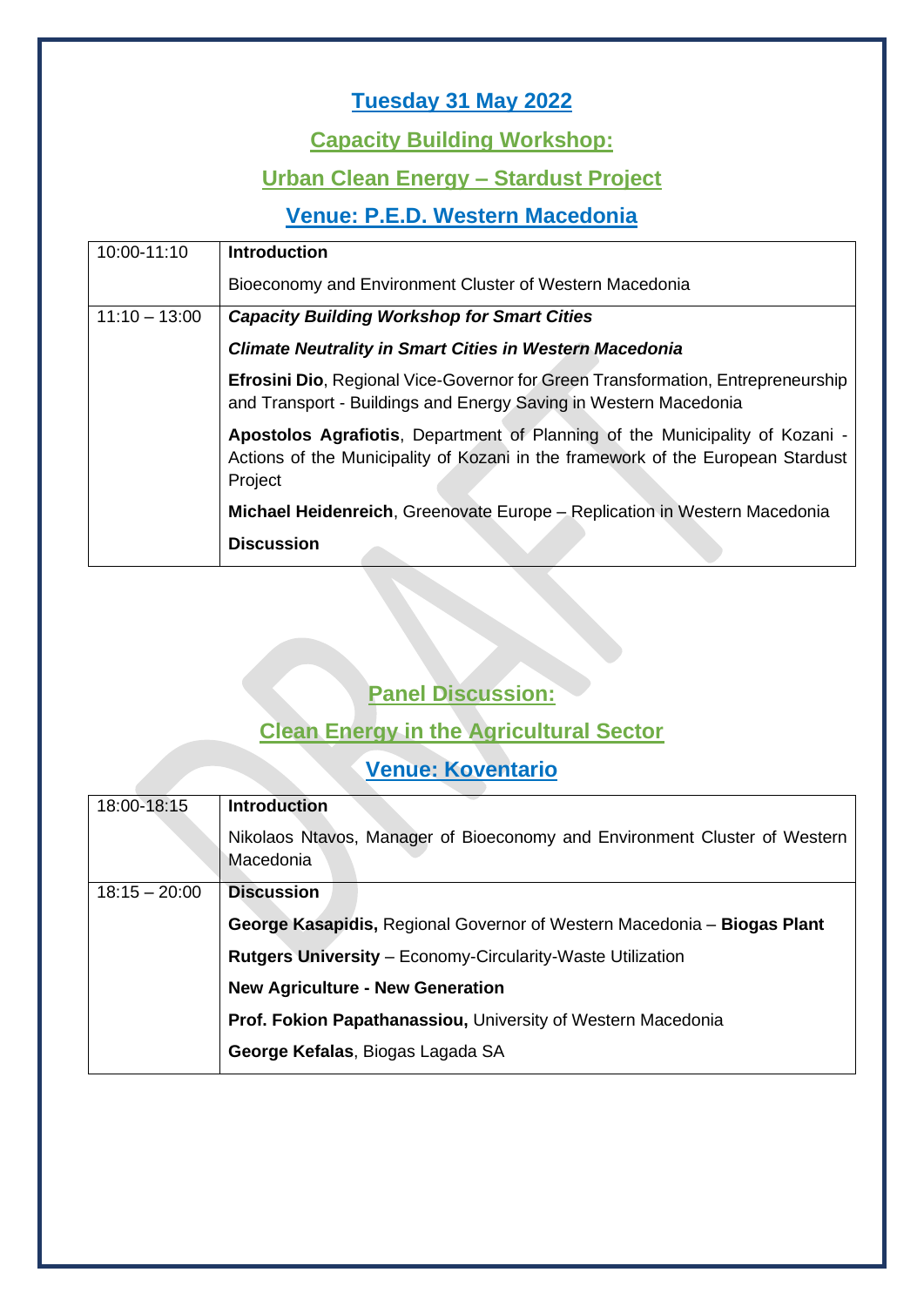## Tuesday 31 May 2022

### Capacity Building Workshop:

### Urban Clean Energy – Stardust Project

### Venue: P.E.D. Western Macedonia

| | |
|---|---|
| 10:00-11:10 | **Introduction**<br>Bioeconomy and Environment Cluster of Western Macedonia |
| 11:10 – 13:00 | ***Capacity Building Workshop for Smart Cities***<br>***Climate Neutrality in Smart Cities in Western Macedonia***<br>**Efrosini Dio**, Regional Vice-Governor for Green Transformation, Entrepreneurship and Transport - Buildings and Energy Saving in Western Macedonia<br>**Apostolos Agrafiotis**, Department of Planning of the Municipality of Kozani - Actions of the Municipality of Kozani in the framework of the European Stardust Project<br>**Michael Heidenreich**, Greenovate Europe – Replication in Western Macedonia<br>**Discussion** |

### Panel Discussion:

### Clean Energy in the Agricultural Sector

### Venue: Koventario

| | |
|---|---|
| 18:00-18:15 | **Introduction**<br>Nikolaos Ntavos, Manager of Bioeconomy and Environment Cluster of Western Macedonia |
| 18:15 – 20:00 | **Discussion**<br>**George Kasapidis,** Regional Governor of Western Macedonia – **Biogas Plant**<br>**Rutgers University** – Economy-Circularity-Waste Utilization<br>**New Agriculture - New Generation**<br>**Prof. Fokion Papathanassiou,** University of Western Macedonia<br>**George Kefalas**, Biogas Lagada SA |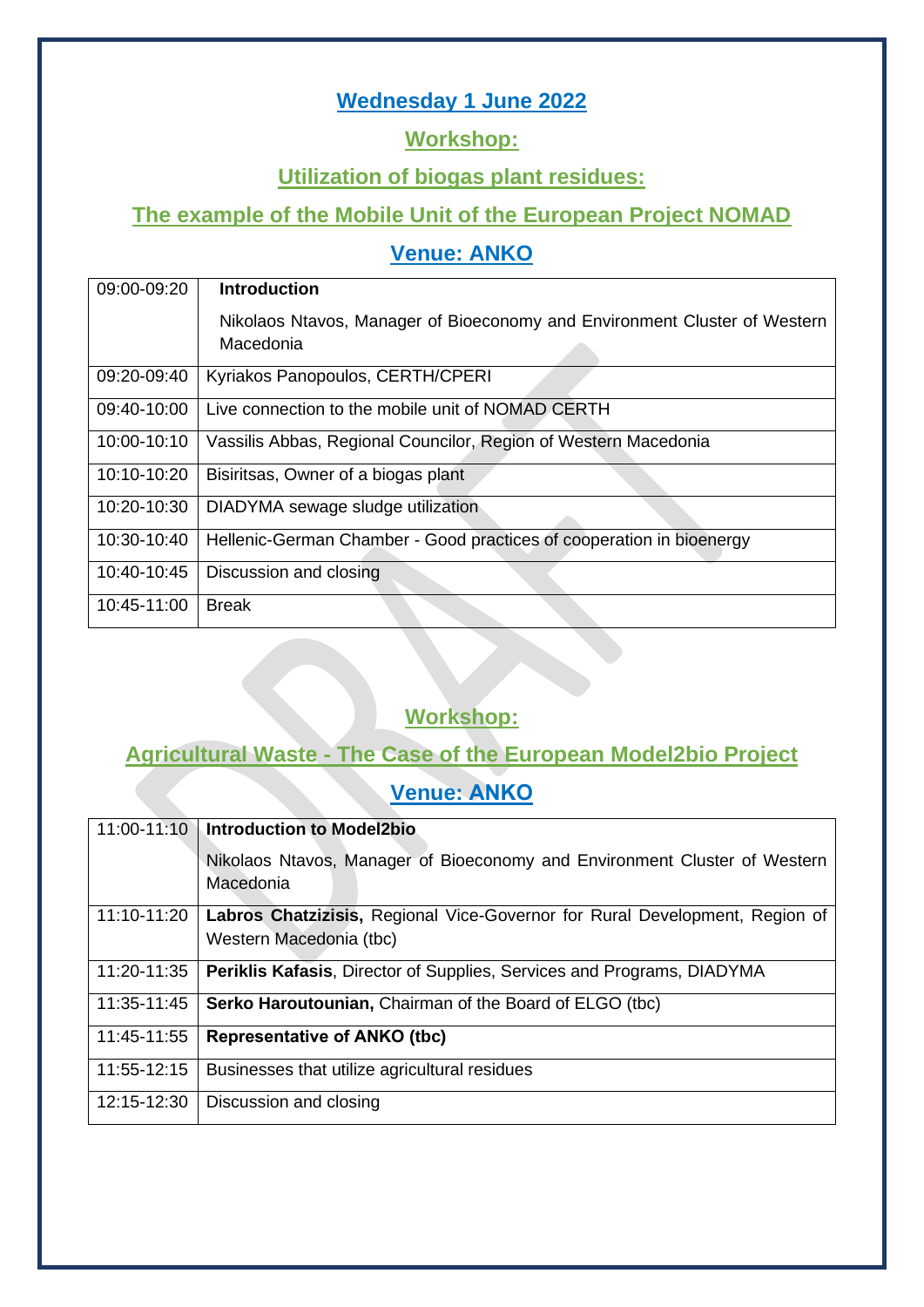## Wednesday 1 June 2022

### Workshop:

### Utilization of biogas plant residues:

### The example of the Mobile Unit of the European Project NOMAD

### Venue: ANKO

| | |
|---|---|
| 09:00-09:20 | **Introduction**<br>Nikolaos Ntavos, Manager of Bioeconomy and Environment Cluster of Western Macedonia |
| 09:20-09:40 | Kyriakos Panopoulos, CERTH/CPERI |
| 09:40-10:00 | Live connection to the mobile unit of NOMAD CERTH |
| 10:00-10:10 | Vassilis Abbas, Regional Councilor, Region of Western Macedonia |
| 10:10-10:20 | Bisiritsas, Owner of a biogas plant |
| 10:20-10:30 | DIADYMA sewage sludge utilization |
| 10:30-10:40 | Hellenic-German Chamber - Good practices of cooperation in bioenergy |
| 10:40-10:45 | Discussion and closing |
| 10:45-11:00 | Break |

### Workshop:

### Agricultural Waste - The Case of the European Model2bio Project

### Venue: ANKO

| | |
|---|---|
| 11:00-11:10 | **Introduction to Model2bio**<br>Nikolaos Ntavos, Manager of Bioeconomy and Environment Cluster of Western Macedonia |
| 11:10-11:20 | **Labros Chatzizisis,** Regional Vice-Governor for Rural Development, Region of Western Macedonia (tbc) |
| 11:20-11:35 | **Periklis Kafasis**, Director of Supplies, Services and Programs, DIADYMA |
| 11:35-11:45 | **Serko Haroutounian,** Chairman of the Board of ELGO (tbc) |
| 11:45-11:55 | **Representative of ANKO (tbc)** |
| 11:55-12:15 | Businesses that utilize agricultural residues |
| 12:15-12:30 | Discussion and closing |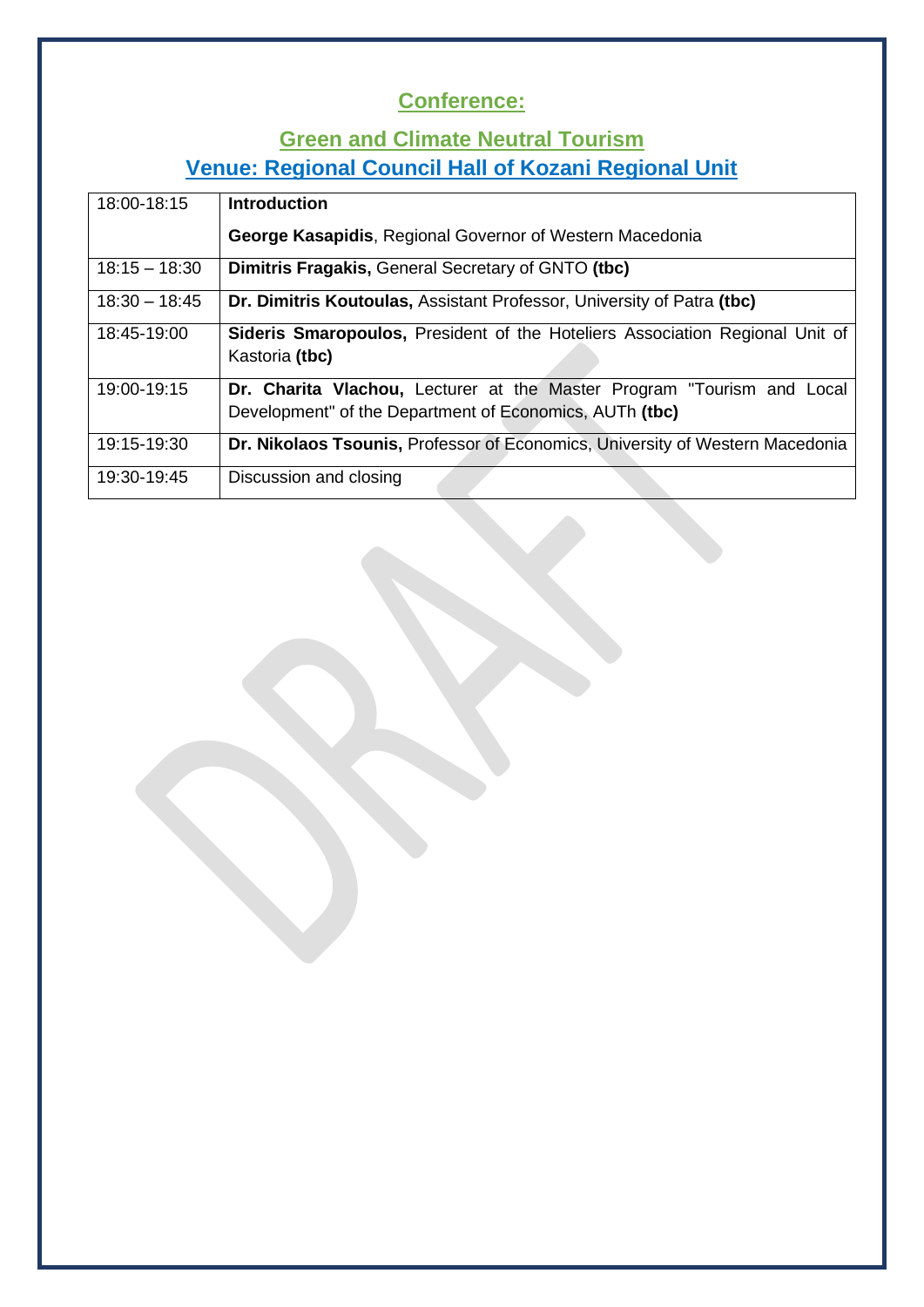## Conference:

## Green and Climate Neutral Tourism

## Venue: Regional Council Hall of Kozani Regional Unit

| | |
|---|---|
| 18:00-18:15 | **Introduction**<br>**George Kasapidis**, Regional Governor of Western Macedonia |
| 18:15 – 18:30 | **Dimitris Fragakis,** General Secretary of GNTO **(tbc)** |
| 18:30 – 18:45 | **Dr. Dimitris Koutoulas,** Assistant Professor, University of Patra **(tbc)** |
| 18:45-19:00 | **Sideris Smaropoulos,** President of the Hoteliers Association Regional Unit of Kastoria **(tbc)** |
| 19:00-19:15 | **Dr. Charita Vlachou,** Lecturer at the Master Program "Tourism and Local Development" of the Department of Economics, AUTh **(tbc)** |
| 19:15-19:30 | **Dr. Nikolaos Tsounis,** Professor of Economics, University of Western Macedonia |
| 19:30-19:45 | Discussion and closing |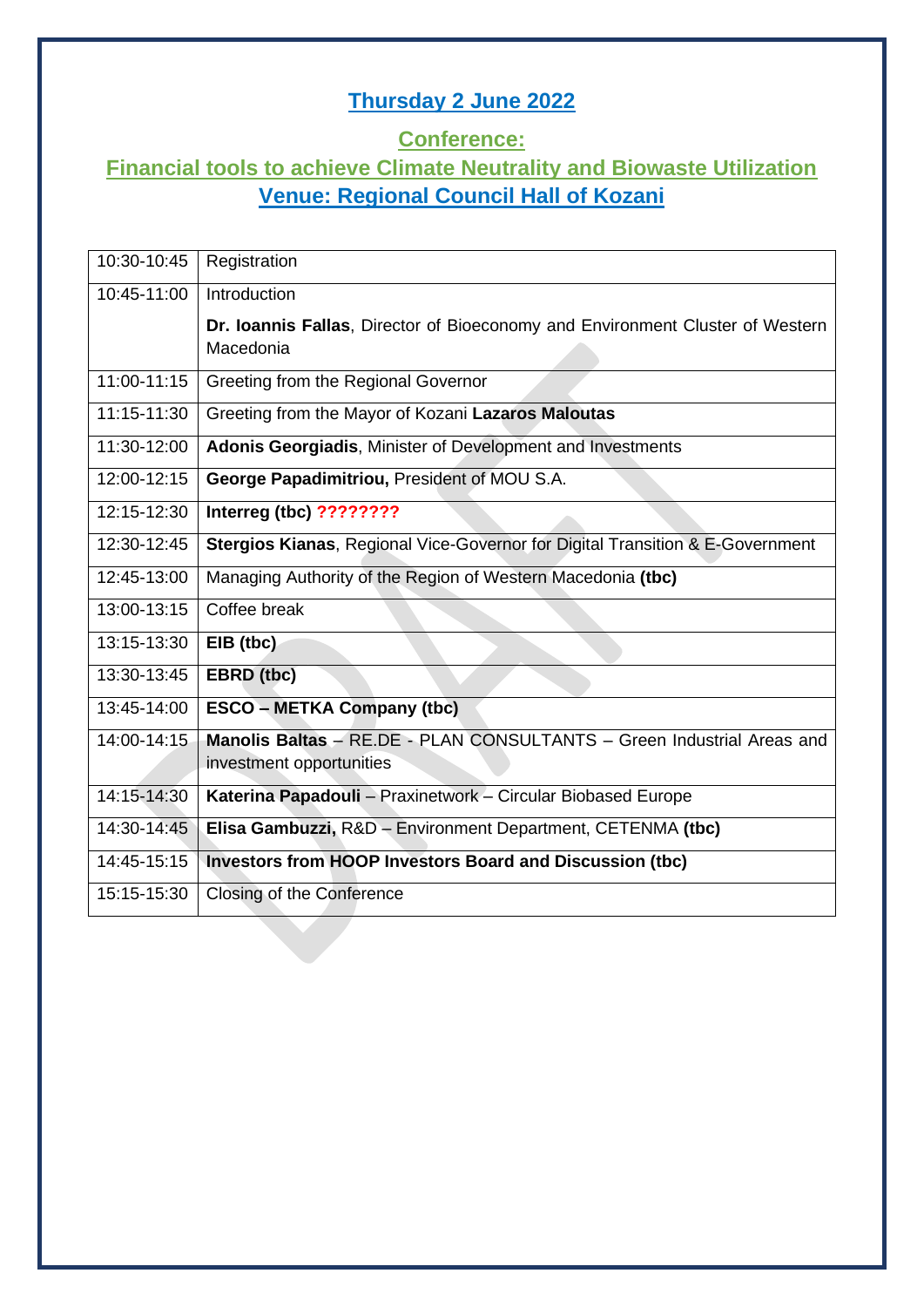## Thursday 2 June 2022

## Conference:

## Financial tools to achieve Climate Neutrality and Biowaste Utilization

## Venue: Regional Council Hall of Kozani

| | |
|---|---|
| 10:30-10:45 | Registration |
| 10:45-11:00 | Introduction<br>**Dr. Ioannis Fallas**, Director of Bioeconomy and Environment Cluster of Western Macedonia |
| 11:00-11:15 | Greeting from the Regional Governor |
| 11:15-11:30 | Greeting from the Mayor of Kozani **Lazaros Maloutas** |
| 11:30-12:00 | **Adonis Georgiadis**, Minister of Development and Investments |
| 12:00-12:15 | **George Papadimitriou,** President of MOU S.A. |
| 12:15-12:30 | **Interreg (tbc) ????????** |
| 12:30-12:45 | **Stergios Kianas**, Regional Vice-Governor for Digital Transition & E-Government |
| 12:45-13:00 | Managing Authority of the Region of Western Macedonia **(tbc)** |
| 13:00-13:15 | Coffee break |
| 13:15-13:30 | **EIB (tbc)** |
| 13:30-13:45 | **EBRD (tbc)** |
| 13:45-14:00 | **ESCO – METKA Company (tbc)** |
| 14:00-14:15 | **Manolis Baltas** – RE.DE - PLAN CONSULTANTS – Green Industrial Areas and investment opportunities |
| 14:15-14:30 | **Katerina Papadouli** – Praxinetwork – Circular Biobased Europe |
| 14:30-14:45 | **Elisa Gambuzzi,** R&D – Environment Department, CETENMA **(tbc)** |
| 14:45-15:15 | **Investors from HOOP Investors Board and Discussion (tbc)** |
| 15:15-15:30 | Closing of the Conference |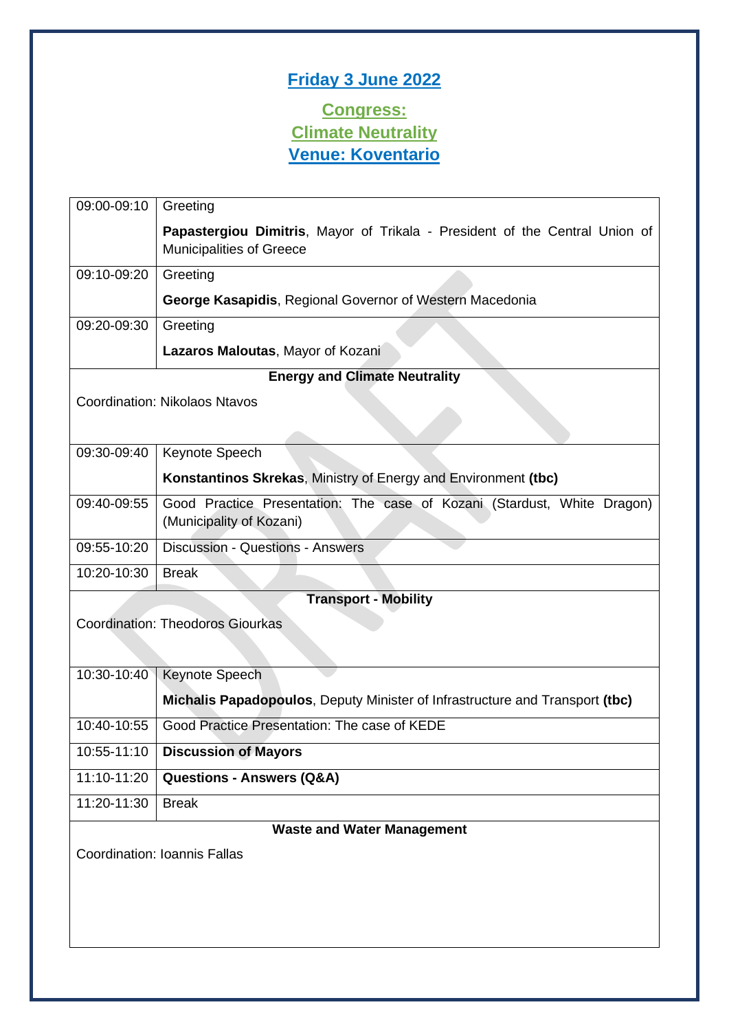## Friday 3 June 2022

### Congress:
### Climate Neutrality
### Venue: Koventario

| Time | Programme |
|---|---|
| 09:00-09:10 | Greeting<br>**Papastergiou Dimitris**, Mayor of Trikala - President of the Central Union of Municipalities of Greece |
| 09:10-09:20 | Greeting<br>**George Kasapidis**, Regional Governor of Western Macedonia |
| 09:20-09:30 | Greeting<br>**Lazaros Maloutas**, Mayor of Kozani |
| **Energy and Climate Neutrality**<br>Coordination: Nikolaos Ntavos | |
| 09:30-09:40 | Keynote Speech<br>**Konstantinos Skrekas**, Ministry of Energy and Environment **(tbc)** |
| 09:40-09:55 | Good Practice Presentation: The case of Kozani (Stardust, White Dragon) (Municipality of Kozani) |
| 09:55-10:20 | Discussion - Questions - Answers |
| 10:20-10:30 | Break |
| **Transport - Mobility**<br>Coordination: Theodoros Giourkas | |
| 10:30-10:40 | Keynote Speech<br>**Michalis Papadopoulos**, Deputy Minister of Infrastructure and Transport **(tbc)** |
| 10:40-10:55 | Good Practice Presentation: The case of KEDE |
| 10:55-11:10 | **Discussion of Mayors** |
| 11:10-11:20 | **Questions - Answers (Q&A)** |
| 11:20-11:30 | Break |
| **Waste and Water Management**<br>Coordination: Ioannis Fallas | |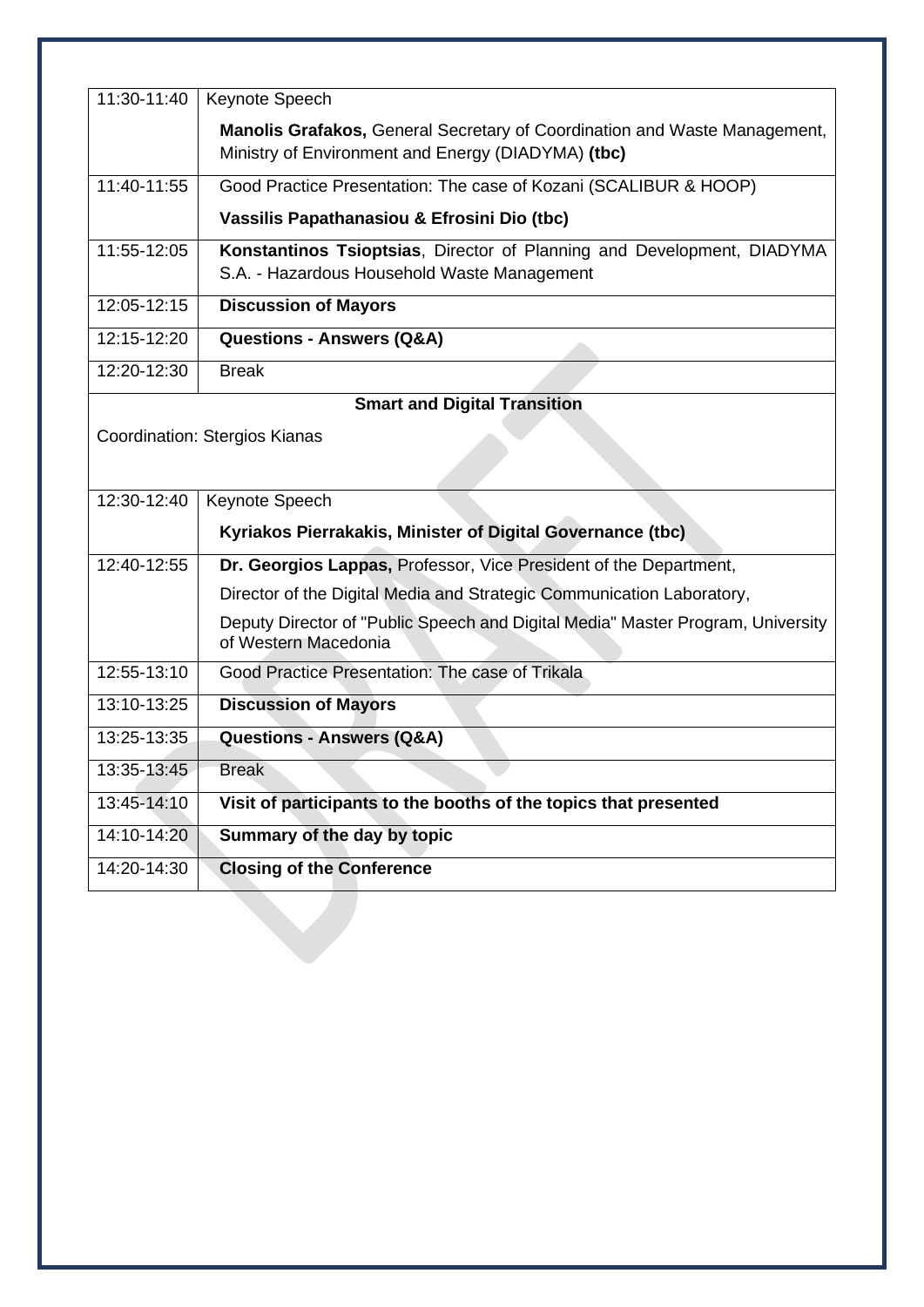| | |
|---|---|
| 11:30-11:40 | Keynote Speech<br>**Manolis Grafakos,** General Secretary of Coordination and Waste Management, Ministry of Environment and Energy (DIADYMA) **(tbc)** |
| 11:40-11:55 | Good Practice Presentation: The case of Kozani (SCALIBUR & HOOP)<br>**Vassilis Papathanasiou & Efrosini Dio (tbc)** |
| 11:55-12:05 | **Konstantinos Tsioptsias**, Director of Planning and Development, DIADYMA S.A. - Hazardous Household Waste Management |
| 12:05-12:15 | **Discussion of Mayors** |
| 12:15-12:20 | **Questions - Answers (Q&A)** |
| 12:20-12:30 | Break |
| **Smart and Digital Transition**<br>Coordination: Stergios Kianas | |
| 12:30-12:40 | Keynote Speech<br>**Kyriakos Pierrakakis, Minister of Digital Governance (tbc)** |
| 12:40-12:55 | **Dr. Georgios Lappas,** Professor, Vice President of the Department,<br>Director of the Digital Media and Strategic Communication Laboratory,<br>Deputy Director of "Public Speech and Digital Media" Master Program, University of Western Macedonia |
| 12:55-13:10 | Good Practice Presentation: The case of Trikala |
| 13:10-13:25 | **Discussion of Mayors** |
| 13:25-13:35 | **Questions - Answers (Q&A)** |
| 13:35-13:45 | Break |
| 13:45-14:10 | **Visit of participants to the booths of the topics that presented** |
| 14:10-14:20 | **Summary of the day by topic** |
| 14:20-14:30 | **Closing of the Conference** |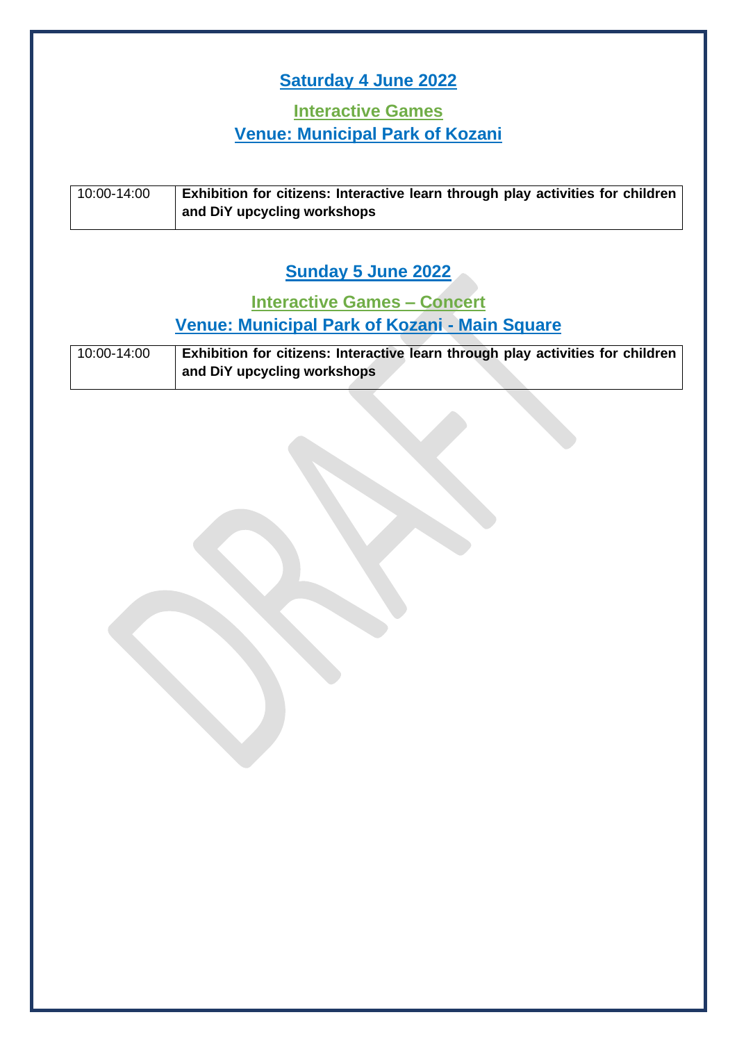## Saturday 4 June 2022

### Interactive Games

### Venue: Municipal Park of Kozani

| | |
|---|---|
| 10:00-14:00 | **Exhibition for citizens: Interactive learn through play activities for children and DiY upcycling workshops** |

## Sunday 5 June 2022

### Interactive Games – Concert

### Venue: Municipal Park of Kozani - Main Square

| | |
|---|---|
| 10:00-14:00 | **Exhibition for citizens: Interactive learn through play activities for children and DiY upcycling workshops** |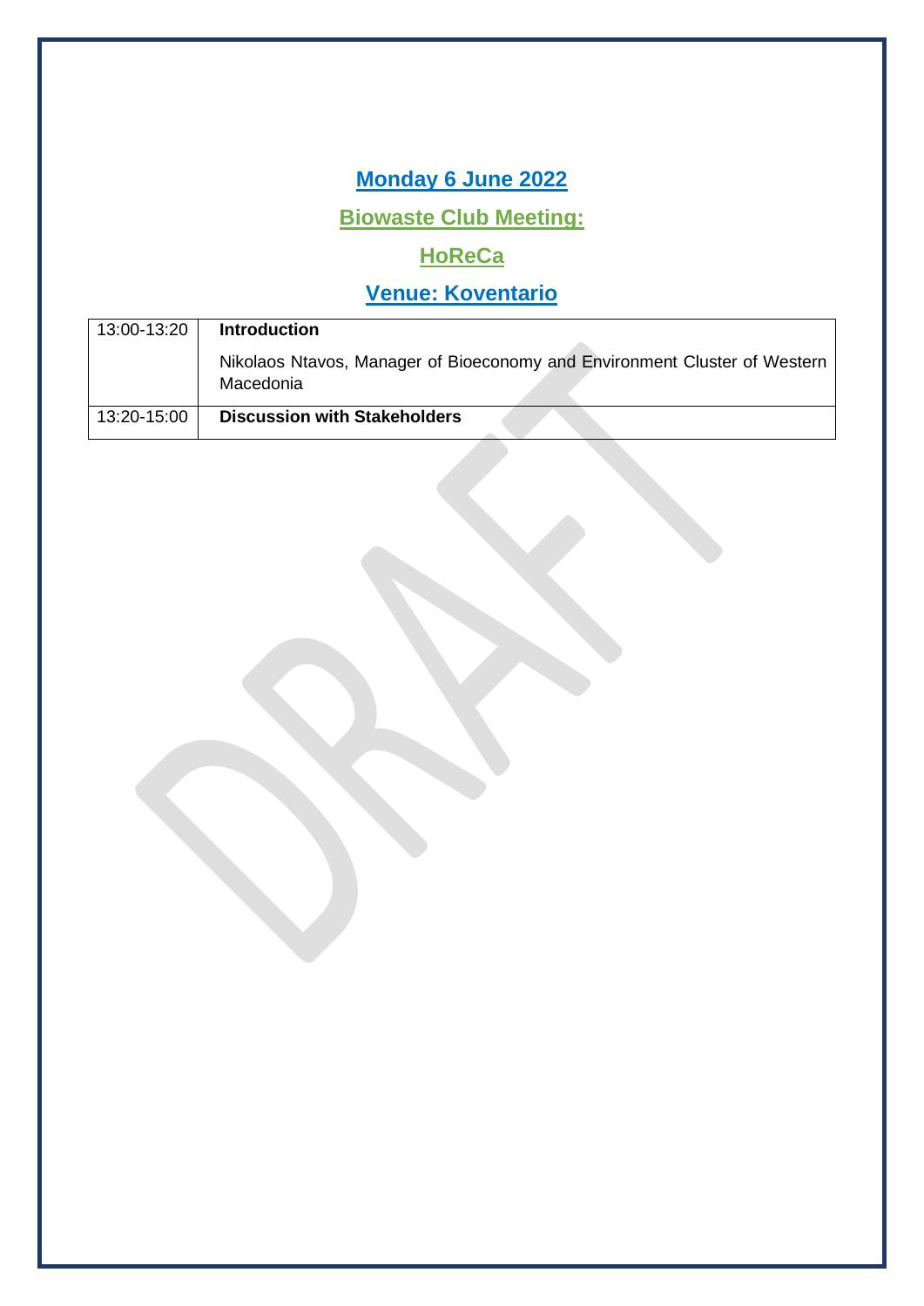## Monday 6 June 2022

## Biowaste Club Meeting:

## HoReCa

## Venue: Koventario

| | |
|---|---|
| 13:00-13:20 | **Introduction**<br>Nikolaos Ntavos, Manager of Bioeconomy and Environment Cluster of Western Macedonia |
| 13:20-15:00 | **Discussion with Stakeholders** |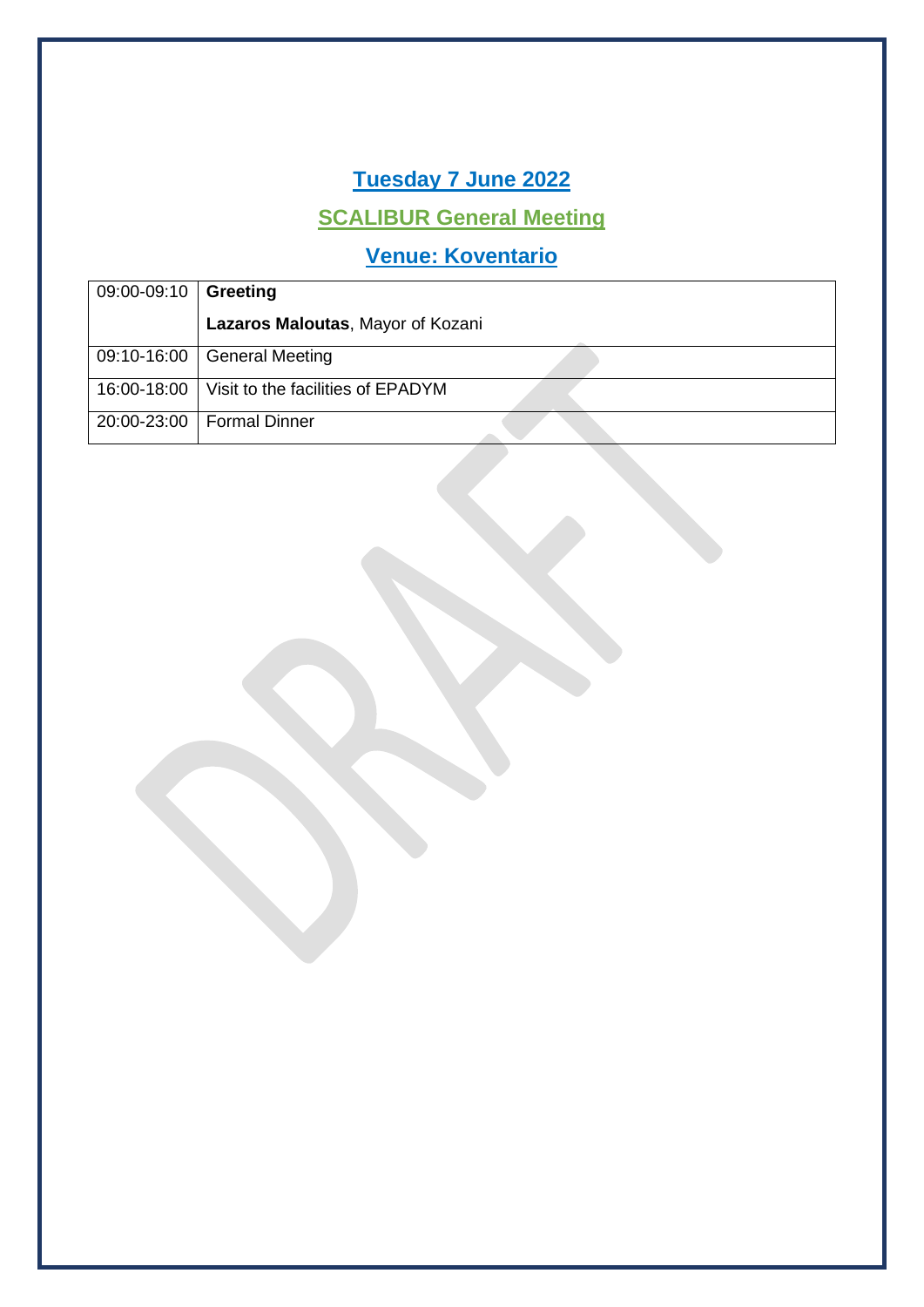## Tuesday 7 June 2022

## SCALIBUR General Meeting

## Venue: Koventario

| | |
|---|---|
| 09:00-09:10 | **Greeting**<br>**Lazaros Maloutas**, Mayor of Kozani |
| 09:10-16:00 | General Meeting |
| 16:00-18:00 | Visit to the facilities of EPADYM |
| 20:00-23:00 | Formal Dinner |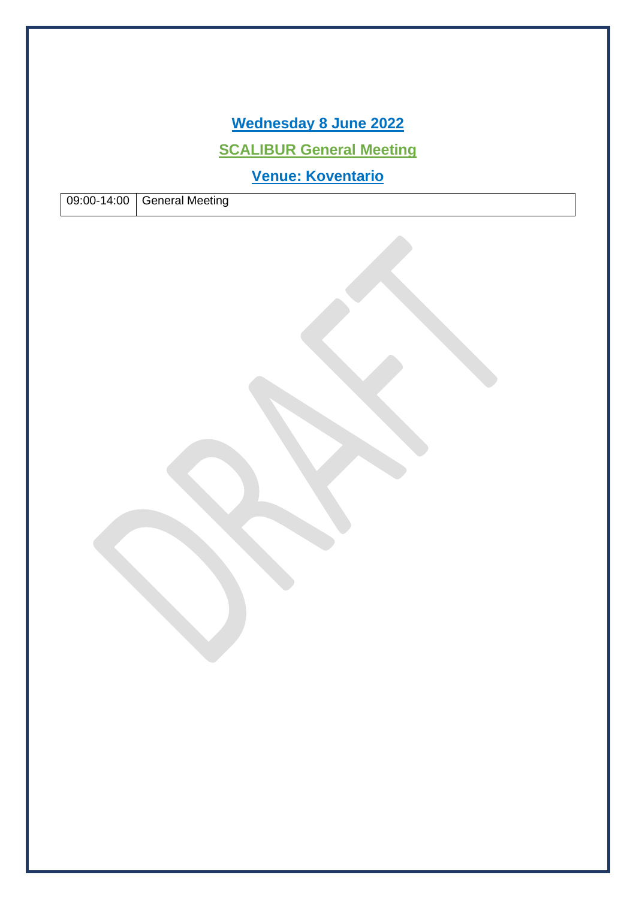**Wednesday 8 June 2022**

**SCALIBUR General Meeting**

**Venue: Koventario**

| | |
|---|---|
| 09:00-14:00 | General Meeting |